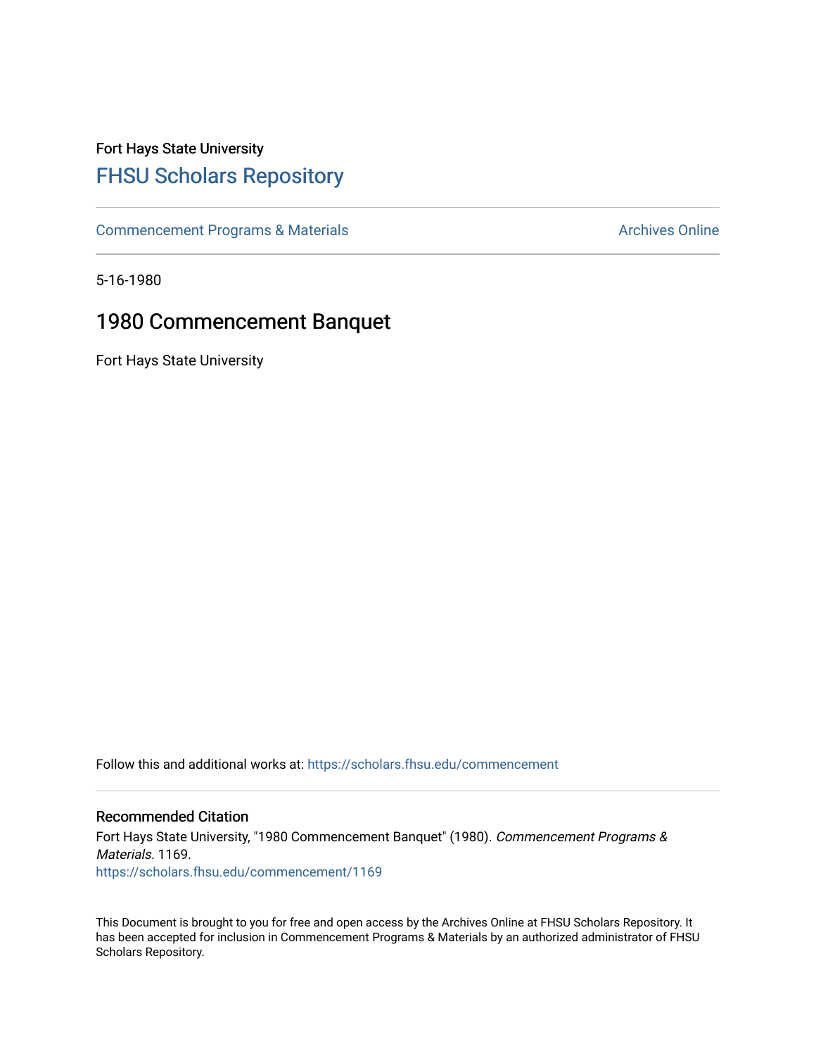Fort Hays State University

# FHSU Scholars Repository

Commencement Programs & Materials

Archives Online

5-16-1980

## 1980 Commencement Banquet

Fort Hays State University

Follow this and additional works at: https://scholars.fhsu.edu/commencement

### Recommended Citation

Fort Hays State University, "1980 Commencement Banquet" (1980). *Commencement Programs & Materials*. 1169.
https://scholars.fhsu.edu/commencement/1169

This Document is brought to you for free and open access by the Archives Online at FHSU Scholars Repository. It has been accepted for inclusion in Commencement Programs & Materials by an authorized administrator of FHSU Scholars Repository.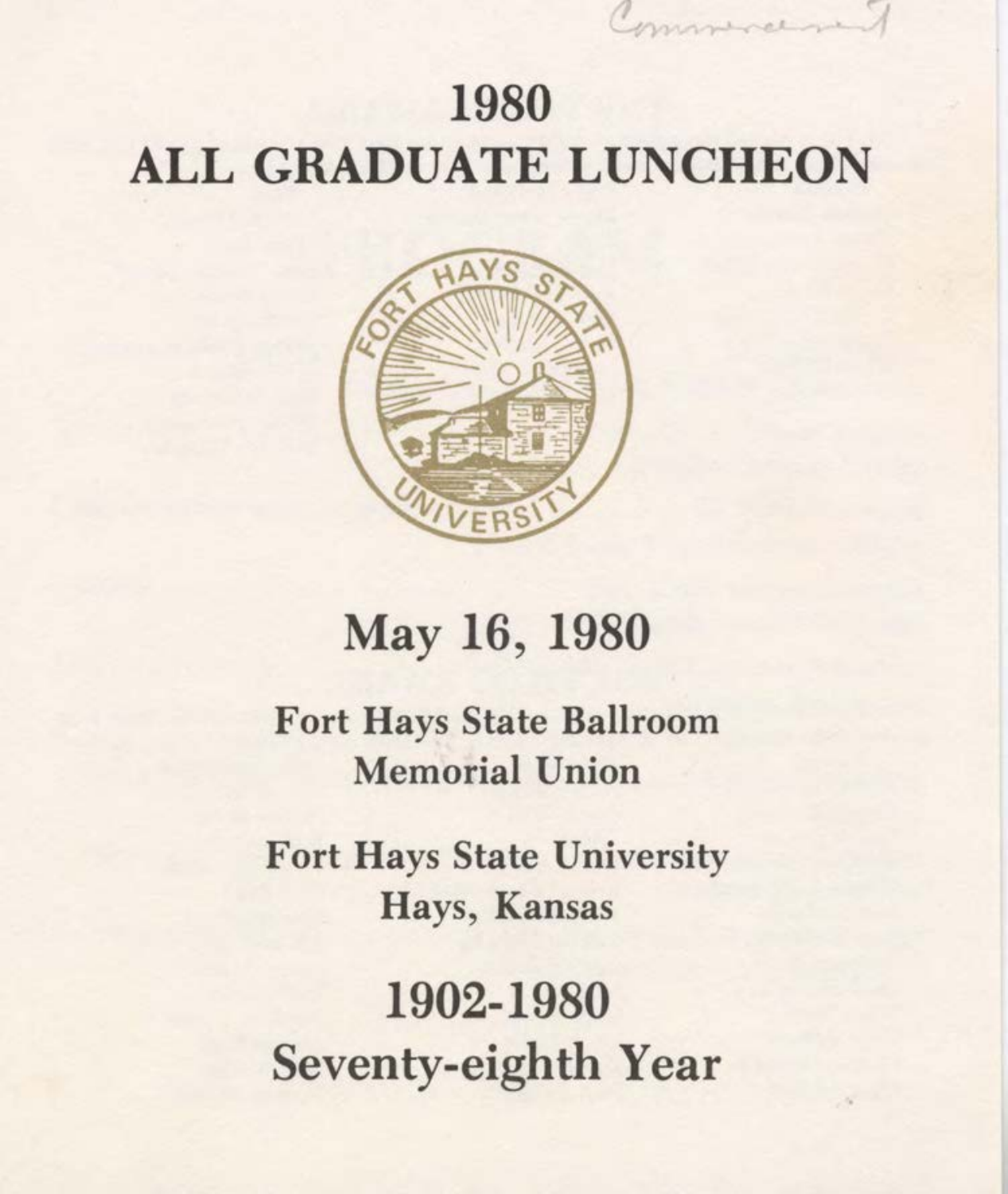Commencement

# 1980
# ALL GRADUATE LUNCHEON

## May 16, 1980

**Fort Hays State Ballroom**
**Memorial Union**

**Fort Hays State University**
**Hays, Kansas**

## 1902-1980
## Seventy-eighth Year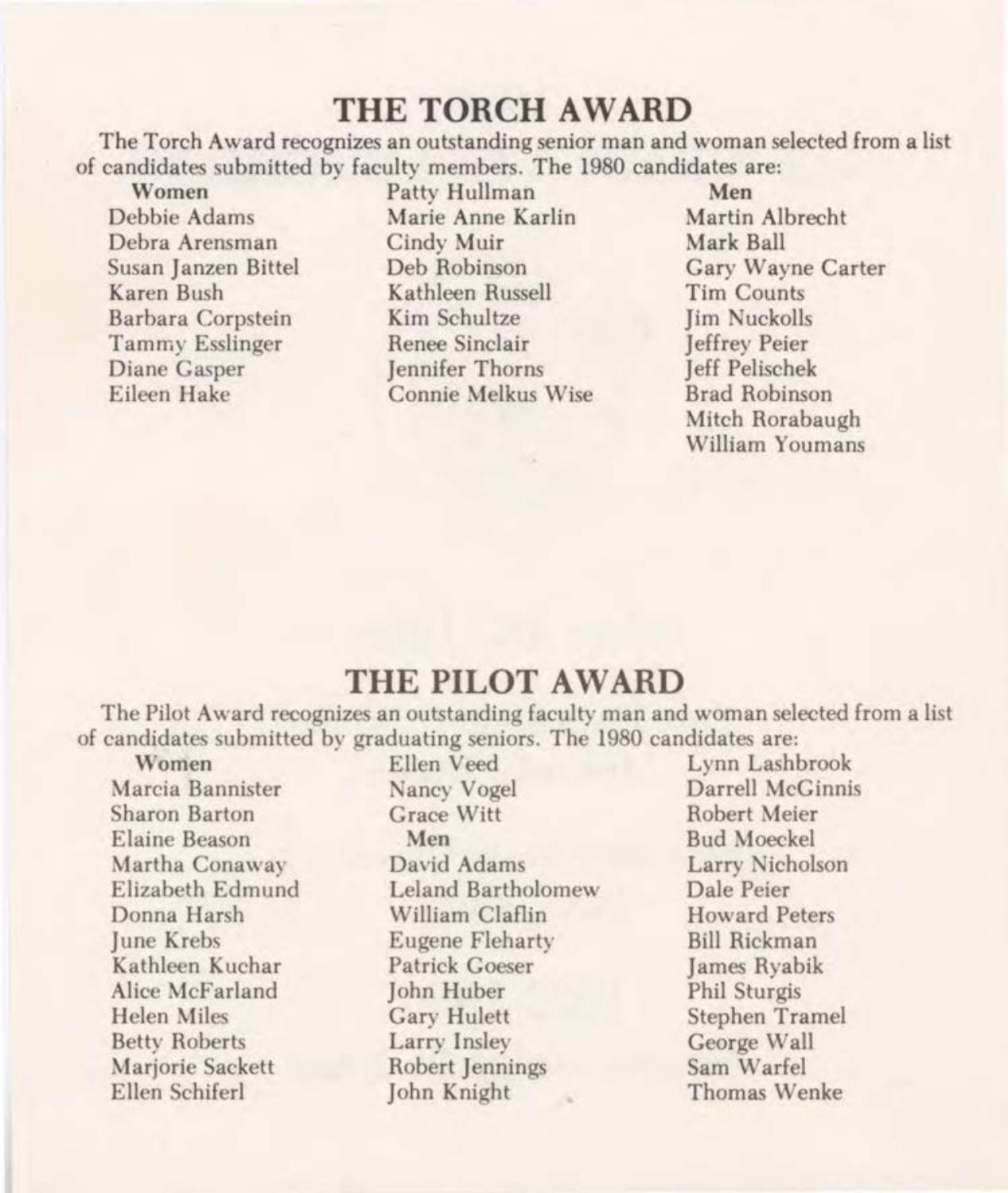# THE TORCH AWARD

The Torch Award recognizes an outstanding senior man and woman selected from a list of candidates submitted by faculty members. The 1980 candidates are:

**Women**

Debbie Adams
Debra Arensman
Susan Janzen Bittel
Karen Bush
Barbara Corpstein
Tammy Esslinger
Diane Gasper
Eileen Hake
Patty Hullman
Marie Anne Karlin
Cindy Muir
Deb Robinson
Kathleen Russell
Kim Schultze
Renee Sinclair
Jennifer Thorns
Connie Melkus Wise

**Men**

Martin Albrecht
Mark Ball
Gary Wayne Carter
Tim Counts
Jim Nuckolls
Jeffrey Peier
Jeff Pelischek
Brad Robinson
Mitch Rorabaugh
William Youmans

# THE PILOT AWARD

The Pilot Award recognizes an outstanding faculty man and woman selected from a list of candidates submitted by graduating seniors. The 1980 candidates are:

**Women**

Marcia Bannister
Sharon Barton
Elaine Beason
Martha Conaway
Elizabeth Edmund
Donna Harsh
June Krebs
Kathleen Kuchar
Alice McFarland
Helen Miles
Betty Roberts
Marjorie Sackett
Ellen Schiferl
Ellen Veed
Nancy Vogel
Grace Witt

**Men**

David Adams
Leland Bartholomew
William Claflin
Eugene Fleharty
Patrick Goeser
John Huber
Gary Hulett
Larry Insley
Robert Jennings
John Knight
Lynn Lashbrook
Darrell McGinnis
Robert Meier
Bud Moeckel
Larry Nicholson
Dale Peier
Howard Peters
Bill Rickman
James Ryabik
Phil Sturgis
Stephen Tramel
George Wall
Sam Warfel
Thomas Wenke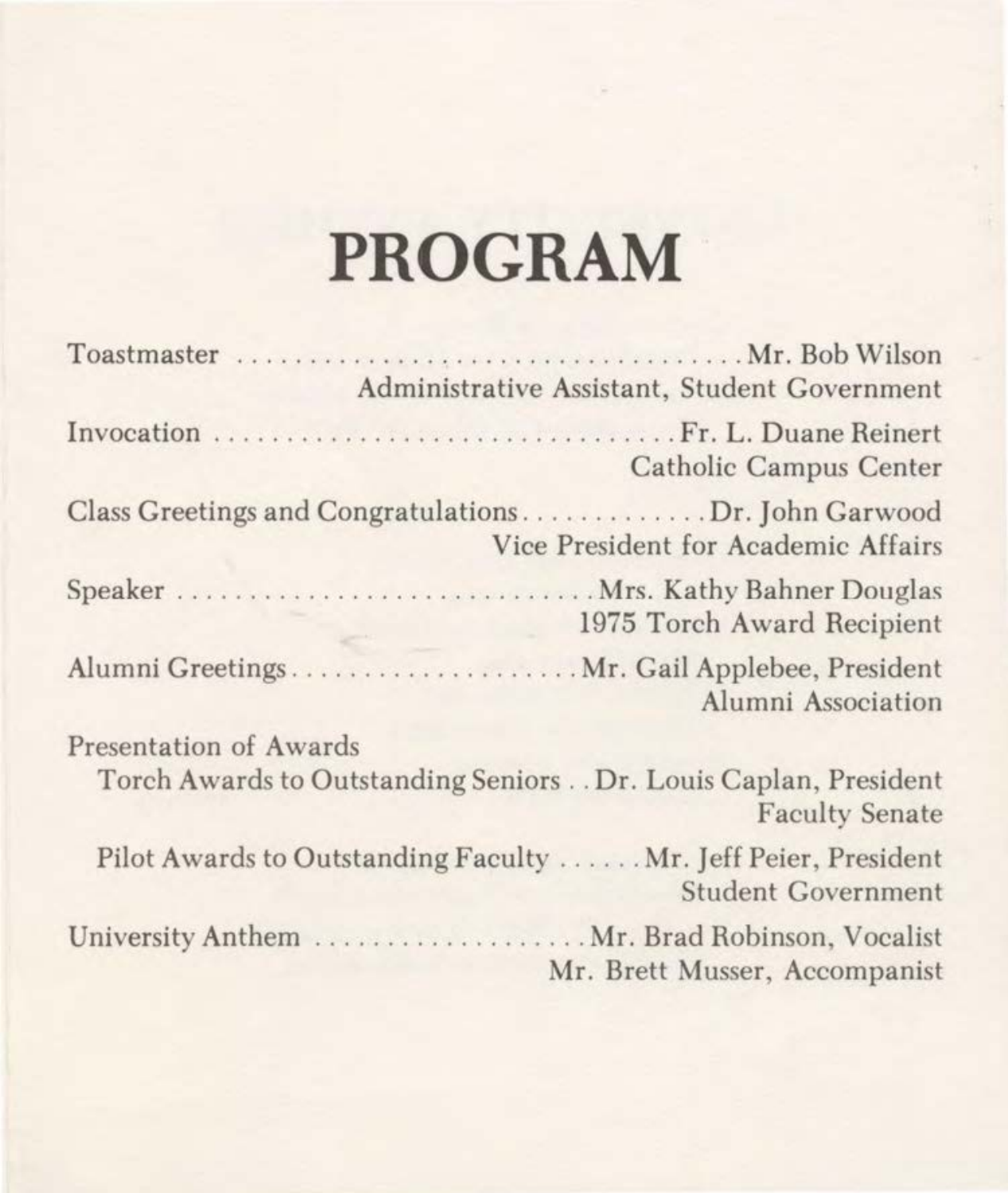# PROGRAM

Toastmaster .................................... Mr. Bob Wilson
Administrative Assistant, Student Government

Invocation .................................... Fr. L. Duane Reinert
Catholic Campus Center

Class Greetings and Congratulations ............. Dr. John Garwood
Vice President for Academic Affairs

Speaker .................................... Mrs. Kathy Bahner Douglas
1975 Torch Award Recipient

Alumni Greetings .................... Mr. Gail Applebee, President
Alumni Association

Presentation of Awards

Torch Awards to Outstanding Seniors . . Dr. Louis Caplan, President
Faculty Senate

Pilot Awards to Outstanding Faculty ...... Mr. Jeff Peier, President
Student Government

University Anthem .................... Mr. Brad Robinson, Vocalist
Mr. Brett Musser, Accompanist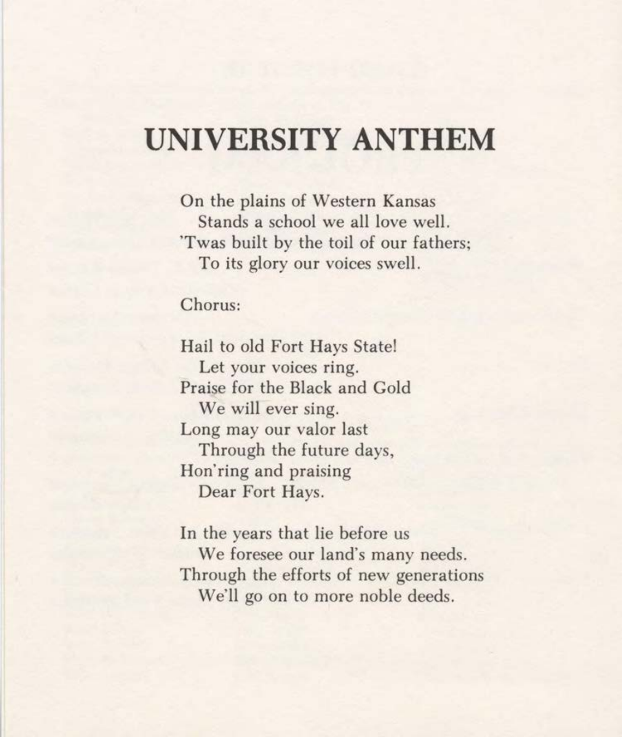# UNIVERSITY ANTHEM

On the plains of Western Kansas
  Stands a school we all love well.
'Twas built by the toil of our fathers;
  To its glory our voices swell.

Chorus:

Hail to old Fort Hays State!
  Let your voices ring.
Praise for the Black and Gold
  We will ever sing.
Long may our valor last
  Through the future days,
Hon'ring and praising
  Dear Fort Hays.

In the years that lie before us
  We foresee our land's many needs.
Through the efforts of new generations
  We'll go on to more noble deeds.